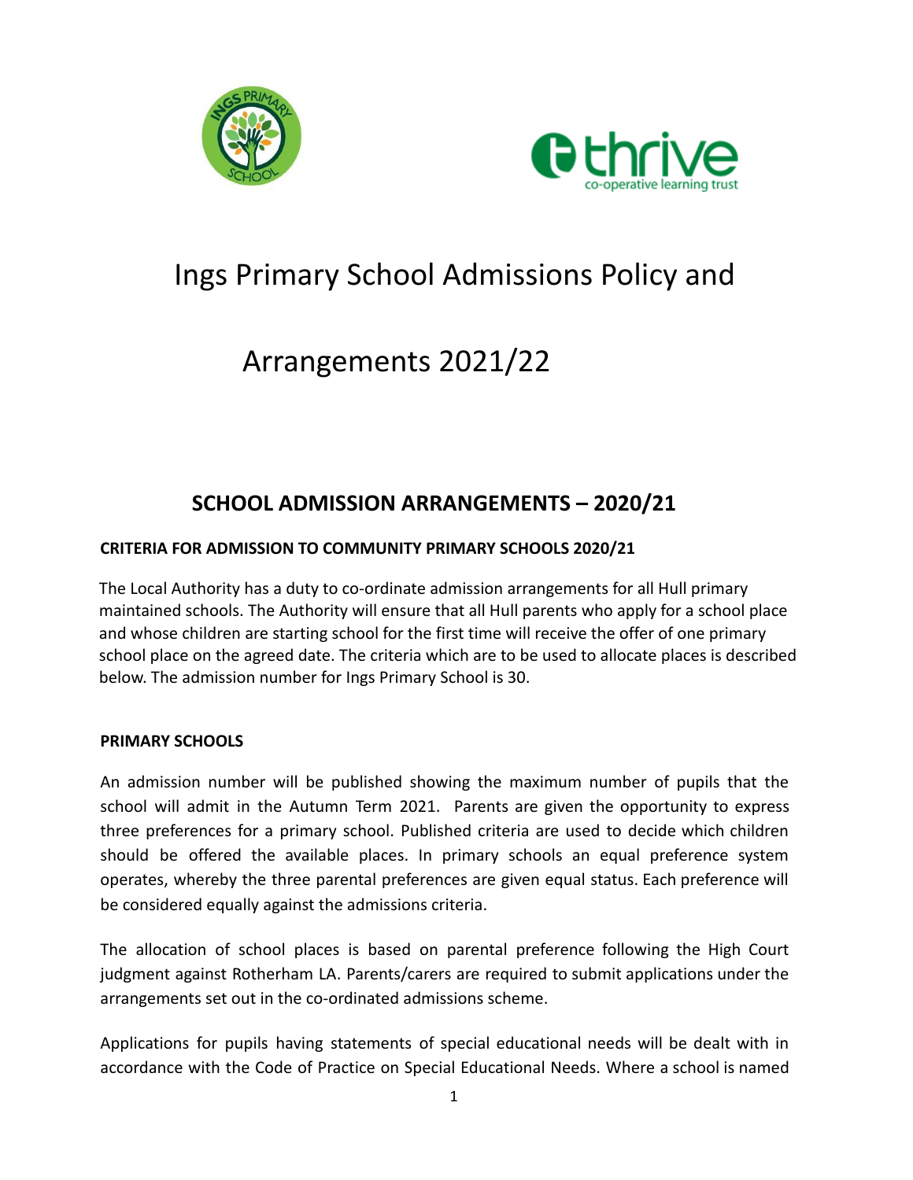# Ings Primary School Admissions Policy and Arrangements 2021/22

## SCHOOL ADMISSION ARRANGEMENTS – 2020/21

**CRITERIA FOR ADMISSION TO COMMUNITY PRIMARY SCHOOLS 2020/21**

The Local Authority has a duty to co-ordinate admission arrangements for all Hull primary maintained schools. The Authority will ensure that all Hull parents who apply for a school place and whose children are starting school for the first time will receive the offer of one primary school place on the agreed date. The criteria which are to be used to allocate places is described below. The admission number for Ings Primary School is 30.

**PRIMARY SCHOOLS**

An admission number will be published showing the maximum number of pupils that the school will admit in the Autumn Term 2021. Parents are given the opportunity to express three preferences for a primary school. Published criteria are used to decide which children should be offered the available places. In primary schools an equal preference system operates, whereby the three parental preferences are given equal status. Each preference will be considered equally against the admissions criteria.

The allocation of school places is based on parental preference following the High Court judgment against Rotherham LA. Parents/carers are required to submit applications under the arrangements set out in the co-ordinated admissions scheme.

Applications for pupils having statements of special educational needs will be dealt with in accordance with the Code of Practice on Special Educational Needs. Where a school is named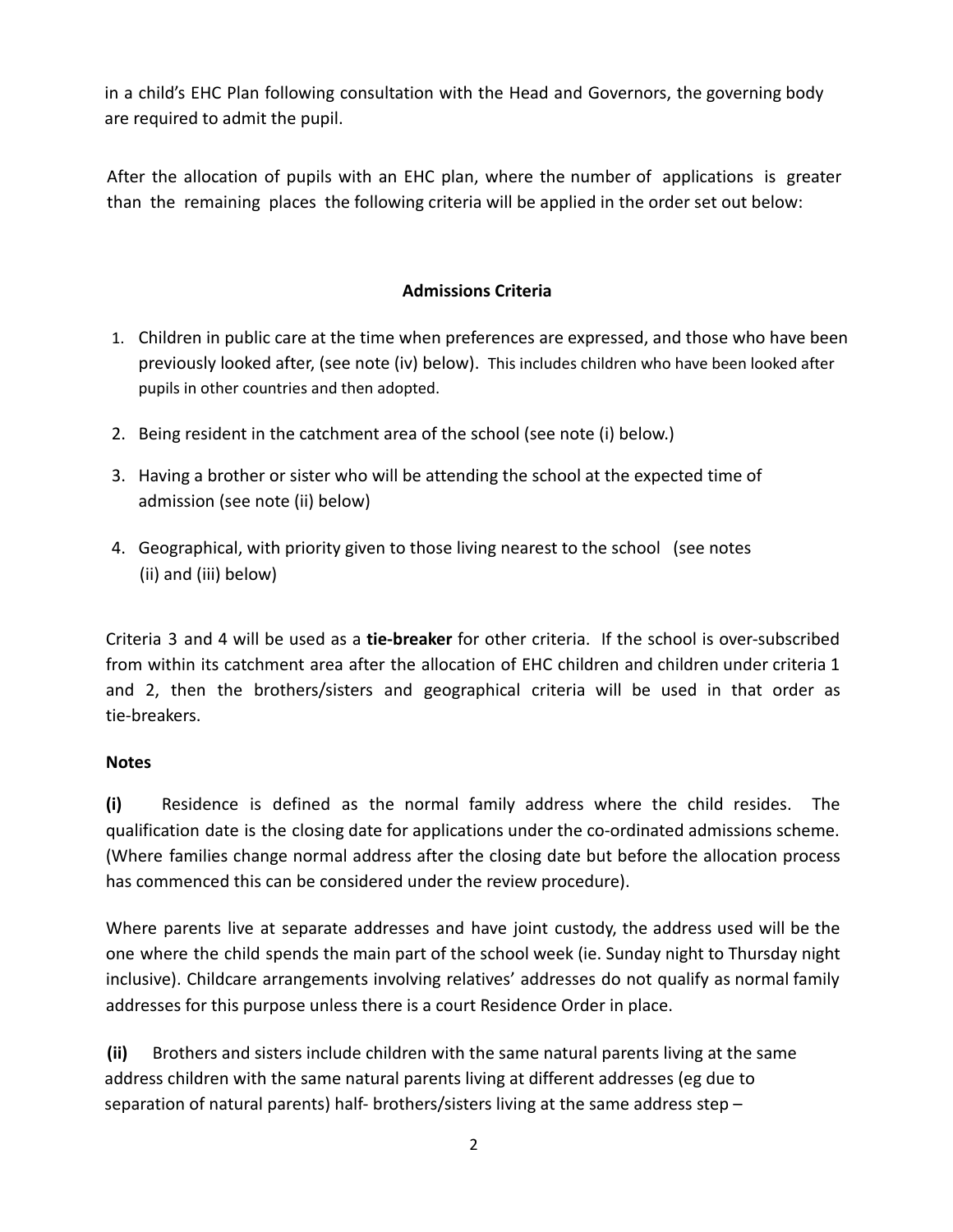in a child's EHC Plan following consultation with the Head and Governors, the governing body are required to admit the pupil.

After the allocation of pupils with an EHC plan, where the number of applications is greater than the remaining places the following criteria will be applied in the order set out below:

**Admissions Criteria**

1. Children in public care at the time when preferences are expressed, and those who have been previously looked after, (see note (iv) below). This includes children who have been looked after pupils in other countries and then adopted.
2. Being resident in the catchment area of the school (see note (i) below.)
3. Having a brother or sister who will be attending the school at the expected time of admission (see note (ii) below)
4. Geographical, with priority given to those living nearest to the school (see notes (ii) and (iii) below)

Criteria 3 and 4 will be used as a **tie-breaker** for other criteria. If the school is over-subscribed from within its catchment area after the allocation of EHC children and children under criteria 1 and 2, then the brothers/sisters and geographical criteria will be used in that order as tie-breakers.

**Notes**

**(i)** Residence is defined as the normal family address where the child resides. The qualification date is the closing date for applications under the co-ordinated admissions scheme. (Where families change normal address after the closing date but before the allocation process has commenced this can be considered under the review procedure).

Where parents live at separate addresses and have joint custody, the address used will be the one where the child spends the main part of the school week (ie. Sunday night to Thursday night inclusive). Childcare arrangements involving relatives' addresses do not qualify as normal family addresses for this purpose unless there is a court Residence Order in place.

**(ii)** Brothers and sisters include children with the same natural parents living at the same address children with the same natural parents living at different addresses (eg due to separation of natural parents) half- brothers/sisters living at the same address step –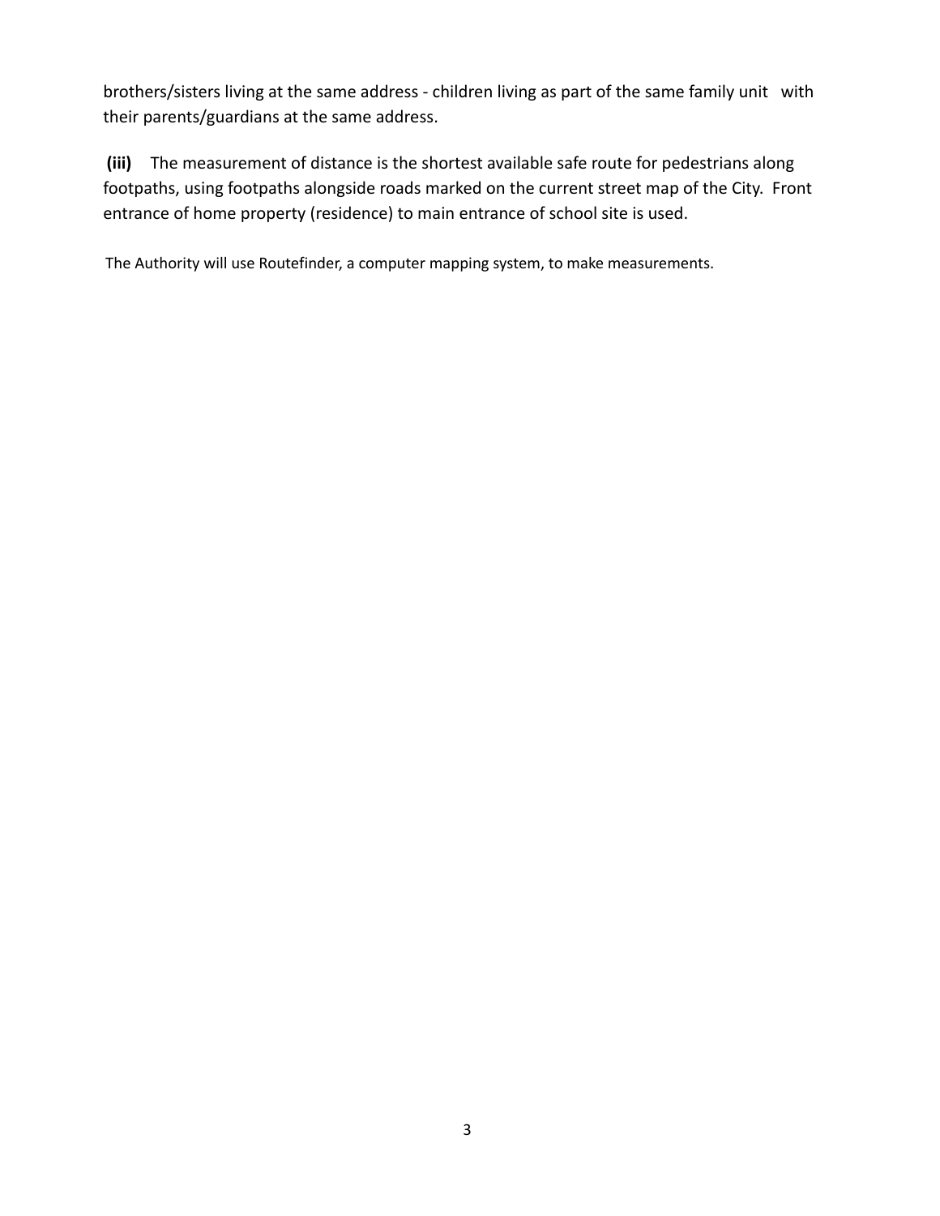brothers/sisters living at the same address - children living as part of the same family unit with their parents/guardians at the same address.

**(iii)** The measurement of distance is the shortest available safe route for pedestrians along footpaths, using footpaths alongside roads marked on the current street map of the City. Front entrance of home property (residence) to main entrance of school site is used.

The Authority will use Routefinder, a computer mapping system, to make measurements.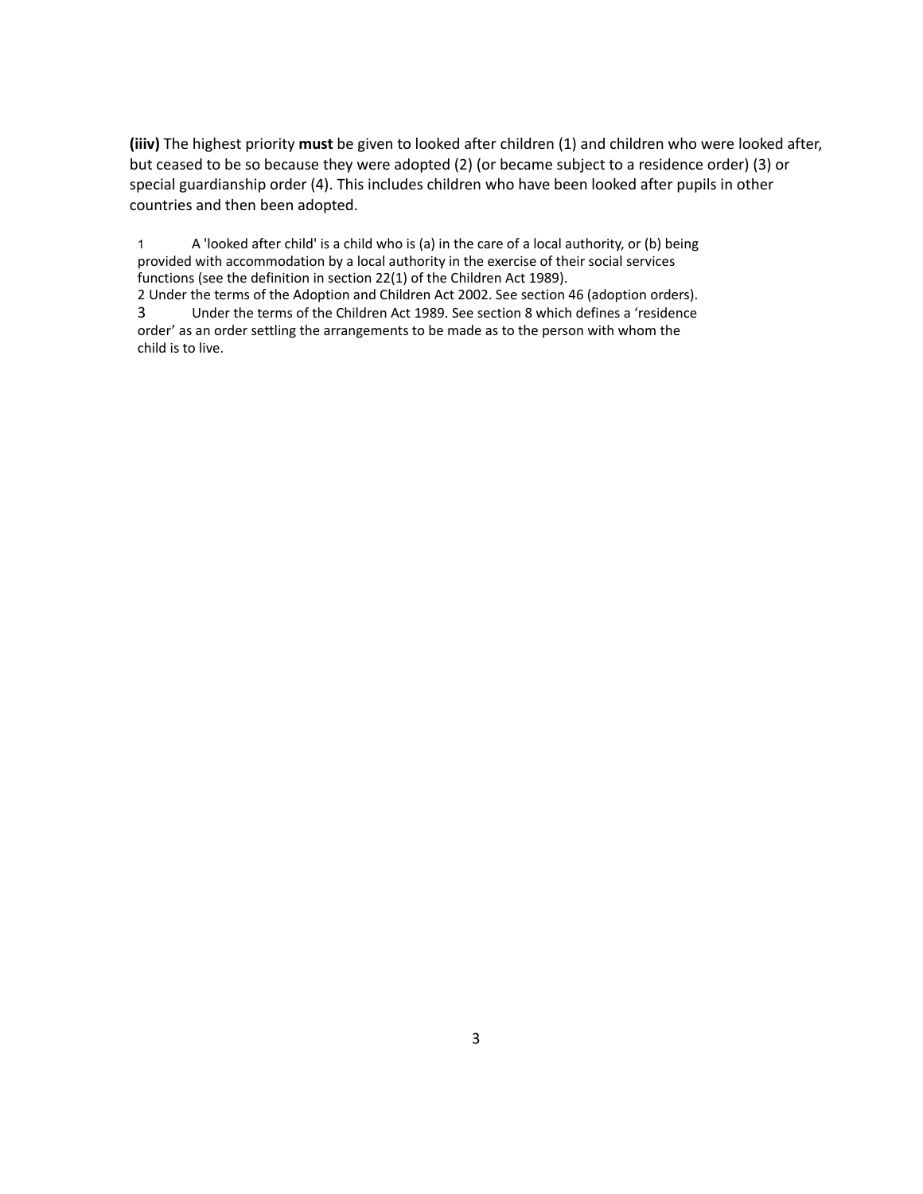**(iiiv)** The highest priority **must** be given to looked after children (1) and children who were looked after, but ceased to be so because they were adopted (2) (or became subject to a residence order) (3) or special guardianship order (4). This includes children who have been looked after pupils in other countries and then been adopted.

1 A 'looked after child' is a child who is (a) in the care of a local authority, or (b) being provided with accommodation by a local authority in the exercise of their social services functions (see the definition in section 22(1) of the Children Act 1989).

2 Under the terms of the Adoption and Children Act 2002. See section 46 (adoption orders).

3 Under the terms of the Children Act 1989. See section 8 which defines a 'residence order' as an order settling the arrangements to be made as to the person with whom the child is to live.